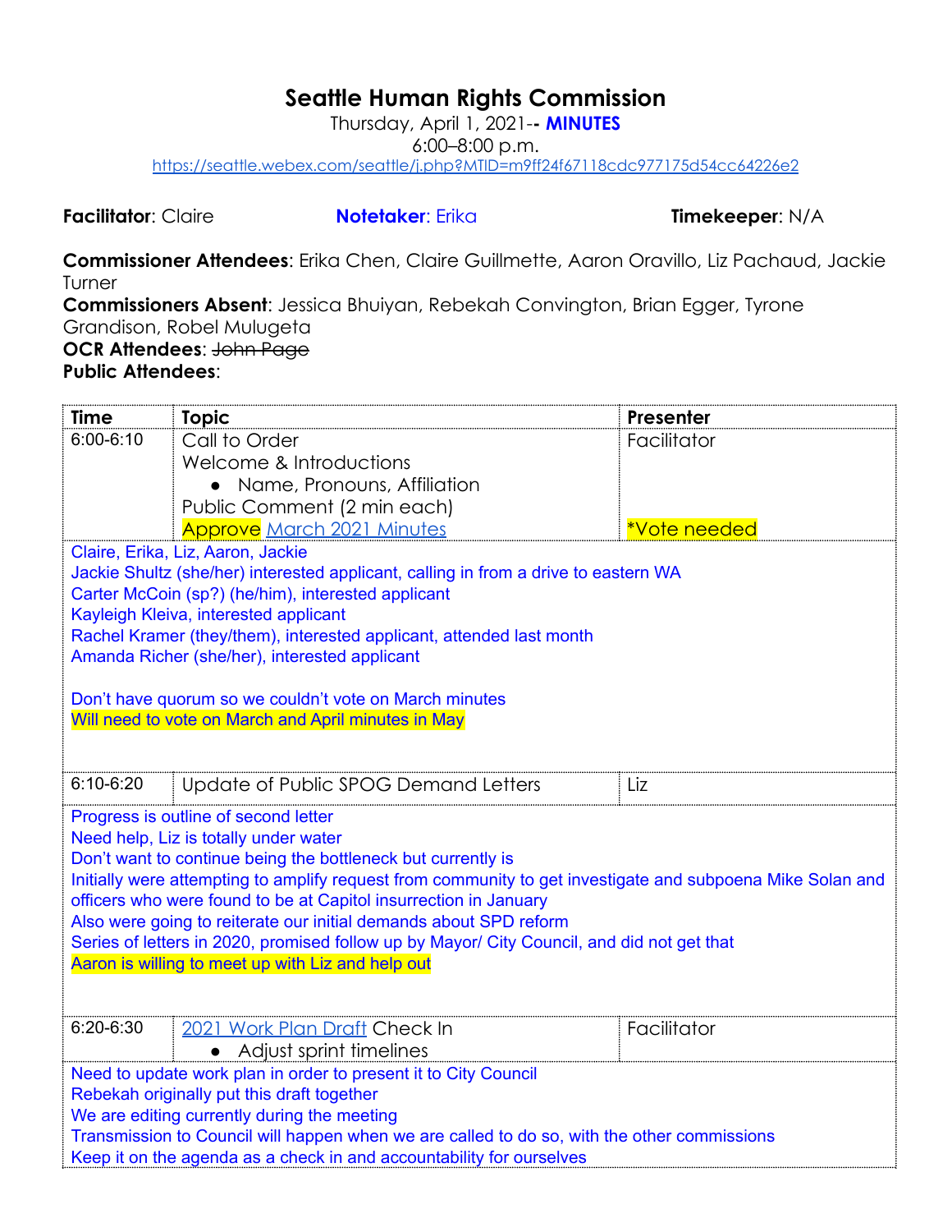# Seattle Human Rights Commission

Thursday, April 1, 2021-- **MINUTES**
6:00–8:00 p.m.
https://seattle.webex.com/seattle/j.php?MTID=m9ff24f67118cdc977175d54cc64226e2

**Facilitator**: Claire **Notetaker**: Erika **Timekeeper**: N/A

**Commissioner Attendees**: Erika Chen, Claire Guillmette, Aaron Oravillo, Liz Pachaud, Jackie Turner
**Commissioners Absent**: Jessica Bhuiyan, Rebekah Convington, Brian Egger, Tyrone Grandison, Robel Mulugeta
**OCR Attendees**: ~~John Page~~
**Public Attendees**:

| Time | Topic | Presenter |
|---|---|---|
| 6:00-6:10 | Call to Order<br>Welcome & Introductions<br>• Name, Pronouns, Affiliation<br>Public Comment (2 min each)<br>Approve March 2021 Minutes | Facilitator<br><br><br><br>*Vote needed |
| Claire, Erika, Liz, Aaron, Jackie<br>Jackie Shultz (she/her) interested applicant, calling in from a drive to eastern WA<br>Carter McCoin (sp?) (he/him), interested applicant<br>Kayleigh Kleiva, interested applicant<br>Rachel Kramer (they/them), interested applicant, attended last month<br>Amanda Richer (she/her), interested applicant<br><br>Don't have quorum so we couldn't vote on March minutes<br>Will need to vote on March and April minutes in May | | |
| 6:10-6:20 | Update of Public SPOG Demand Letters | Liz |
| Progress is outline of second letter<br>Need help, Liz is totally under water<br>Don't want to continue being the bottleneck but currently is<br>Initially were attempting to amplify request from community to get investigate and subpoena Mike Solan and officers who were found to be at Capitol insurrection in January<br>Also were going to reiterate our initial demands about SPD reform<br>Series of letters in 2020, promised follow up by Mayor/ City Council, and did not get that<br>Aaron is willing to meet up with Liz and help out | | |
| 6:20-6:30 | 2021 Work Plan Draft Check In<br>• Adjust sprint timelines | Facilitator |
| Need to update work plan in order to present it to City Council<br>Rebekah originally put this draft together<br>We are editing currently during the meeting<br>Transmission to Council will happen when we are called to do so, with the other commissions<br>Keep it on the agenda as a check in and accountability for ourselves | | |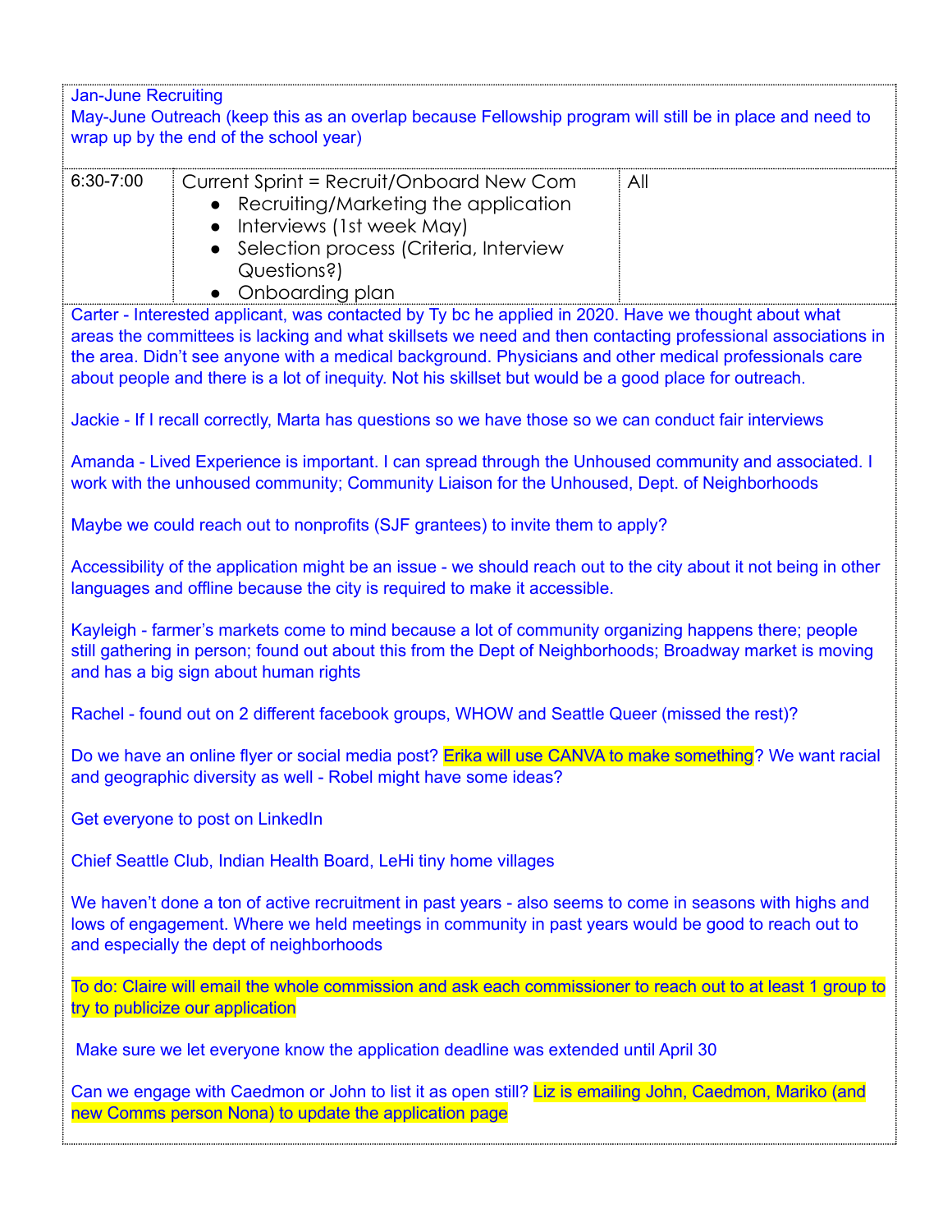Jan-June Recruiting
May-June Outreach (keep this as an overlap because Fellowship program will still be in place and need to wrap up by the end of the school year)

| 6:30-7:00 | Current Sprint = Recruit/Onboard New Com<br>• Recruiting/Marketing the application<br>• Interviews (1st week May)<br>• Selection process (Criteria, Interview Questions?)<br>• Onboarding plan | All |
|---|---|---|

Carter - Interested applicant, was contacted by Ty bc he applied in 2020. Have we thought about what areas the committees is lacking and what skillsets we need and then contacting professional associations in the area. Didn't see anyone with a medical background. Physicians and other medical professionals care about people and there is a lot of inequity. Not his skillset but would be a good place for outreach.

Jackie - If I recall correctly, Marta has questions so we have those so we can conduct fair interviews

Amanda - Lived Experience is important. I can spread through the Unhoused community and associated. I work with the unhoused community; Community Liaison for the Unhoused, Dept. of Neighborhoods

Maybe we could reach out to nonprofits (SJF grantees) to invite them to apply?

Accessibility of the application might be an issue - we should reach out to the city about it not being in other languages and offline because the city is required to make it accessible.

Kayleigh - farmer's markets come to mind because a lot of community organizing happens there; people still gathering in person; found out about this from the Dept of Neighborhoods; Broadway market is moving and has a big sign about human rights

Rachel - found out on 2 different facebook groups, WHOW and Seattle Queer (missed the rest)?

Do we have an online flyer or social media post? Erika will use CANVA to make something? We want racial and geographic diversity as well - Robel might have some ideas?

Get everyone to post on LinkedIn

Chief Seattle Club, Indian Health Board, LeHi tiny home villages

We haven't done a ton of active recruitment in past years - also seems to come in seasons with highs and lows of engagement. Where we held meetings in community in past years would be good to reach out to and especially the dept of neighborhoods

To do: Claire will email the whole commission and ask each commissioner to reach out to at least 1 group to try to publicize our application

Make sure we let everyone know the application deadline was extended until April 30

Can we engage with Caedmon or John to list it as open still? Liz is emailing John, Caedmon, Mariko (and new Comms person Nona) to update the application page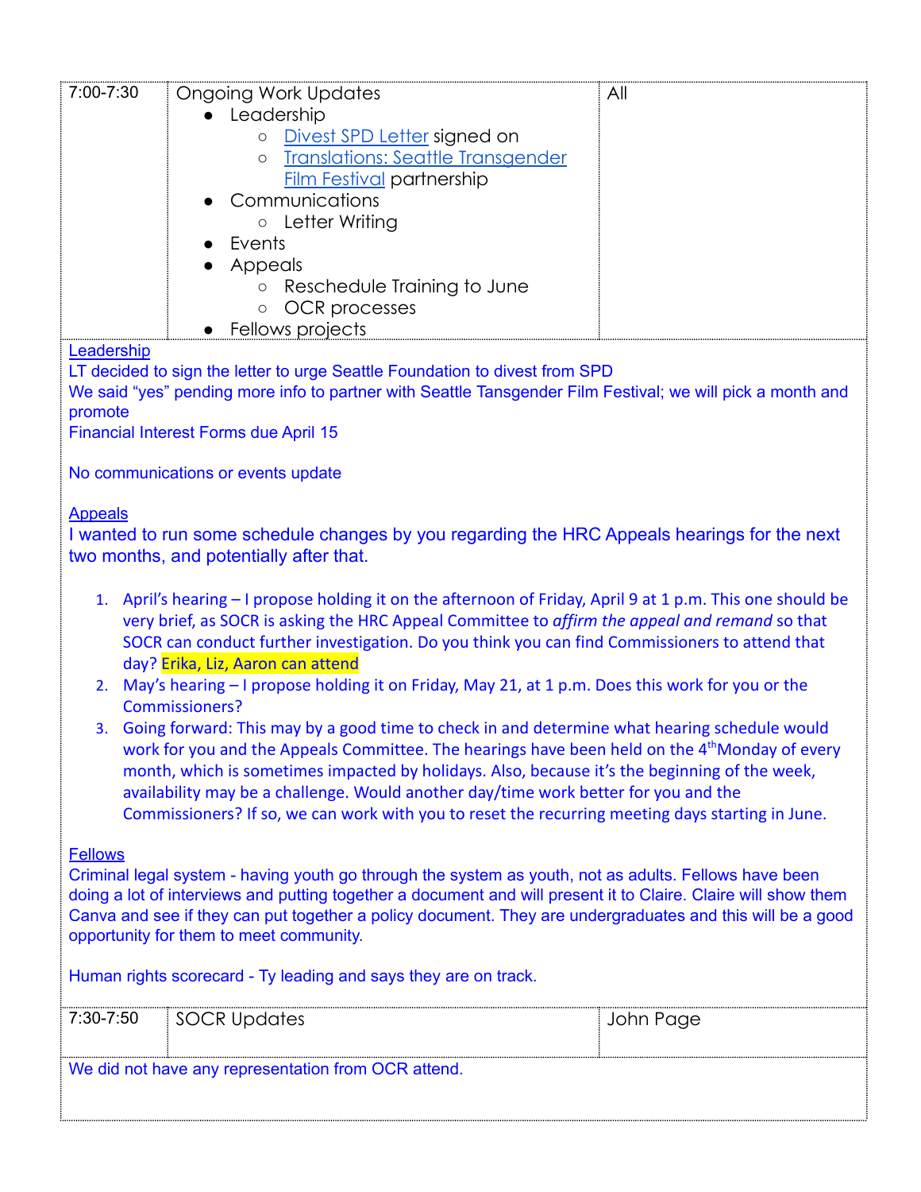| 7:00-7:30 | Ongoing Work Updates<br>● Leadership<br>○ Divest SPD Letter signed on<br>○ Translations: Seattle Transgender Film Festival partnership<br>● Communications<br>○ Letter Writing<br>● Events<br>● Appeals<br>○ Reschedule Training to June<br>○ OCR processes<br>● Fellows projects | All |
|---|---|---|

Leadership

LT decided to sign the letter to urge Seattle Foundation to divest from SPD

We said "yes" pending more info to partner with Seattle Tansgender Film Festival; we will pick a month and promote

Financial Interest Forms due April 15

No communications or events update

Appeals

I wanted to run some schedule changes by you regarding the HRC Appeals hearings for the next two months, and potentially after that.

1. April's hearing – I propose holding it on the afternoon of Friday, April 9 at 1 p.m. This one should be very brief, as SOCR is asking the HRC Appeal Committee to *affirm the appeal and remand* so that SOCR can conduct further investigation. Do you think you can find Commissioners to attend that day? Erika, Liz, Aaron can attend
2. May's hearing – I propose holding it on Friday, May 21, at 1 p.m. Does this work for you or the Commissioners?
3. Going forward: This may by a good time to check in and determine what hearing schedule would work for you and the Appeals Committee. The hearings have been held on the 4th Monday of every month, which is sometimes impacted by holidays. Also, because it's the beginning of the week, availability may be a challenge. Would another day/time work better for you and the Commissioners? If so, we can work with you to reset the recurring meeting days starting in June.

Fellows

Criminal legal system - having youth go through the system as youth, not as adults. Fellows have been doing a lot of interviews and putting together a document and will present it to Claire. Claire will show them Canva and see if they can put together a policy document. They are undergraduates and this will be a good opportunity for them to meet community.

Human rights scorecard - Ty leading and says they are on track.

| 7:30-7:50 | SOCR Updates | John Page |
|---|---|---|

We did not have any representation from OCR attend.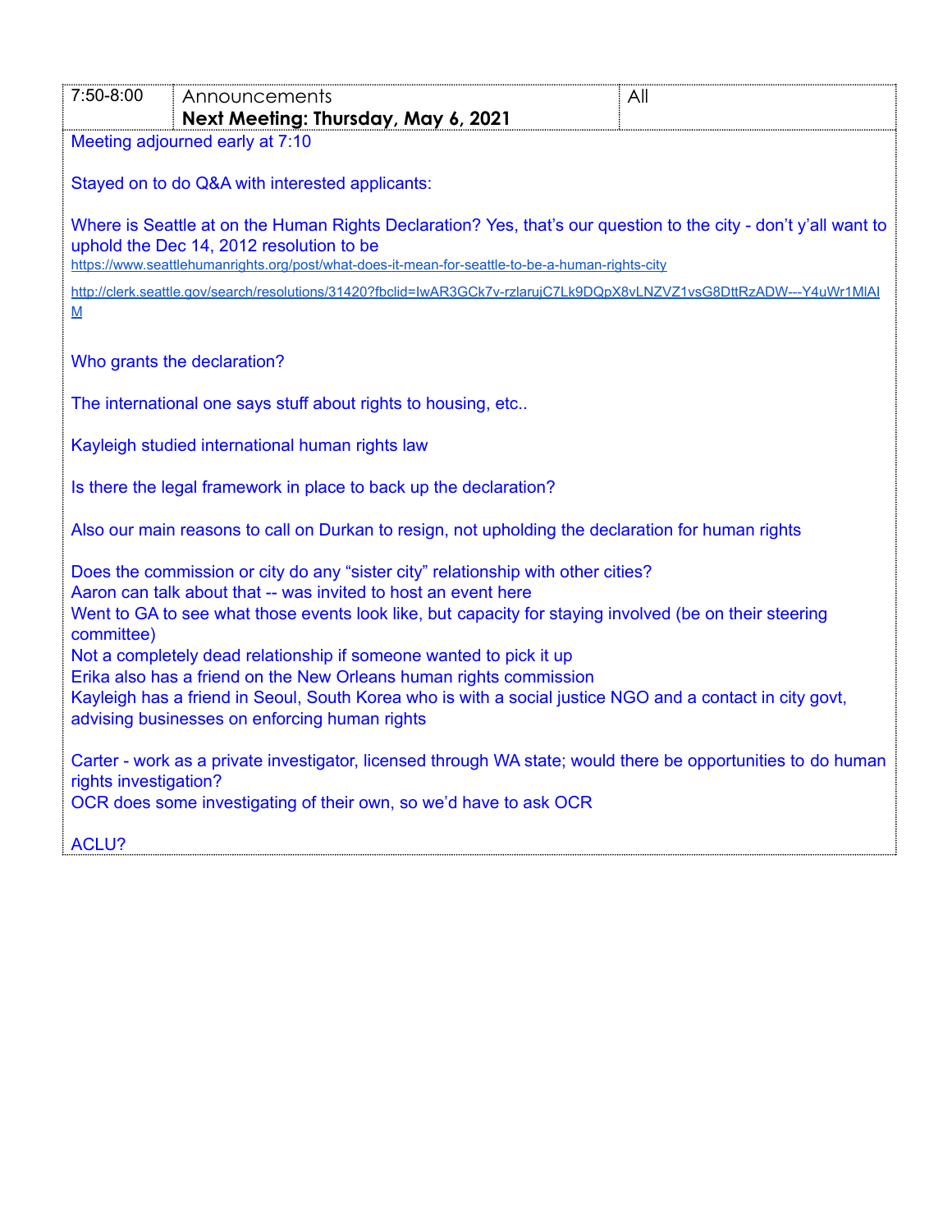| | | |
|---|---|---|
| 7:50-8:00 | Announcements<br>**Next Meeting: Thursday, May 6, 2021** | All |

Meeting adjourned early at 7:10

Stayed on to do Q&A with interested applicants:

Where is Seattle at on the Human Rights Declaration? Yes, that's our question to the city - don't y'all want to uphold the Dec 14, 2012 resolution to be
https://www.seattlehumanrights.org/post/what-does-it-mean-for-seattle-to-be-a-human-rights-city

http://clerk.seattle.gov/search/resolutions/31420?fbclid=IwAR3GCk7v-rzlarujC7Lk9DQpX8vLNZVZ1vsG8DttRzADW---Y4uWr1MlAIM

Who grants the declaration?

The international one says stuff about rights to housing, etc..

Kayleigh studied international human rights law

Is there the legal framework in place to back up the declaration?

Also our main reasons to call on Durkan to resign, not upholding the declaration for human rights

Does the commission or city do any "sister city" relationship with other cities?
Aaron can talk about that -- was invited to host an event here
Went to GA to see what those events look like, but capacity for staying involved (be on their steering committee)
Not a completely dead relationship if someone wanted to pick it up
Erika also has a friend on the New Orleans human rights commission
Kayleigh has a friend in Seoul, South Korea who is with a social justice NGO and a contact in city govt, advising businesses on enforcing human rights

Carter - work as a private investigator, licensed through WA state; would there be opportunities to do human rights investigation?
OCR does some investigating of their own, so we'd have to ask OCR

ACLU?